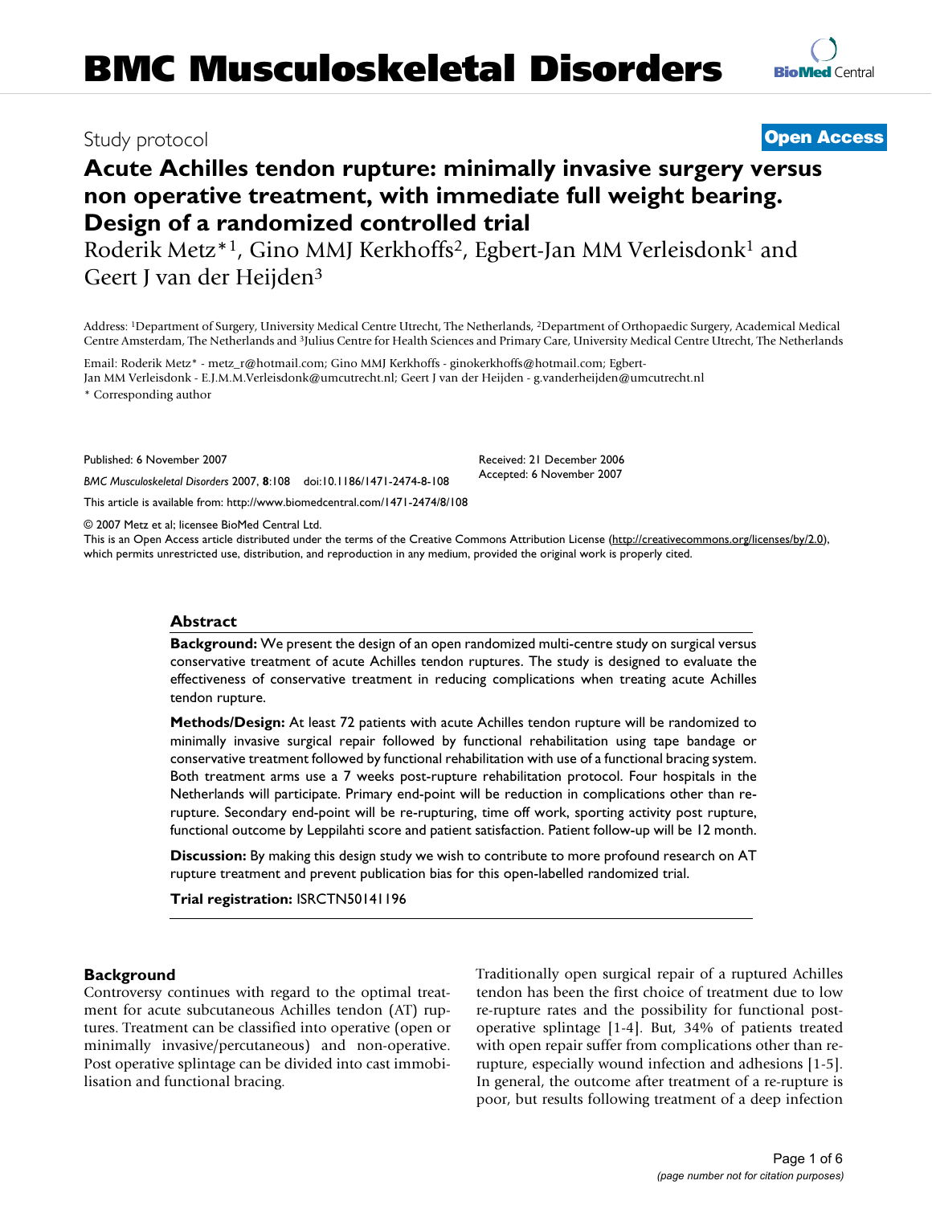# BMC Musculoskeletal Disorders

Study protocol

**Open Access**

# Acute Achilles tendon rupture: minimally invasive surgery versus non operative treatment, with immediate full weight bearing. Design of a randomized controlled trial

Roderik Metz*[1], Gino MMJ Kerkhoffs[2], Egbert-Jan MM Verleisdonk[1] and Geert J van der Heijden[3]

Address: [1]Department of Surgery, University Medical Centre Utrecht, The Netherlands, [2]Department of Orthopaedic Surgery, Academical Medical Centre Amsterdam, The Netherlands and [3]Julius Centre for Health Sciences and Primary Care, University Medical Centre Utrecht, The Netherlands

Email: Roderik Metz* - metz_r@hotmail.com; Gino MMJ Kerkhoffs - ginokerkhoffs@hotmail.com; Egbert-Jan MM Verleisdonk - E.J.M.M.Verleisdonk@umcutrecht.nl; Geert J van der Heijden - g.vanderheijden@umcutrecht.nl

\* Corresponding author

Published: 6 November 2007

*BMC Musculoskeletal Disorders* 2007, **8**:108 doi:10.1186/1471-2474-8-108

Received: 21 December 2006
Accepted: 6 November 2007

This article is available from: http://www.biomedcentral.com/1471-2474/8/108

© 2007 Metz et al; licensee BioMed Central Ltd.
This is an Open Access article distributed under the terms of the Creative Commons Attribution License (http://creativecommons.org/licenses/by/2.0), which permits unrestricted use, distribution, and reproduction in any medium, provided the original work is properly cited.

## Abstract

**Background:** We present the design of an open randomized multi-centre study on surgical versus conservative treatment of acute Achilles tendon ruptures. The study is designed to evaluate the effectiveness of conservative treatment in reducing complications when treating acute Achilles tendon rupture.

**Methods/Design:** At least 72 patients with acute Achilles tendon rupture will be randomized to minimally invasive surgical repair followed by functional rehabilitation using tape bandage or conservative treatment followed by functional rehabilitation with use of a functional bracing system. Both treatment arms use a 7 weeks post-rupture rehabilitation protocol. Four hospitals in the Netherlands will participate. Primary end-point will be reduction in complications other than re-rupture. Secondary end-point will be re-rupturing, time off work, sporting activity post rupture, functional outcome by Leppilahti score and patient satisfaction. Patient follow-up will be 12 month.

**Discussion:** By making this design study we wish to contribute to more profound research on AT rupture treatment and prevent publication bias for this open-labelled randomized trial.

**Trial registration:** ISRCTN50141196

## Background

Controversy continues with regard to the optimal treatment for acute subcutaneous Achilles tendon (AT) ruptures. Treatment can be classified into operative (open or minimally invasive/percutaneous) and non-operative. Post operative splintage can be divided into cast immobilisation and functional bracing.

Traditionally open surgical repair of a ruptured Achilles tendon has been the first choice of treatment due to low re-rupture rates and the possibility for functional post-operative splintage [1-4]. But, 34% of patients treated with open repair suffer from complications other than re-rupture, especially wound infection and adhesions [1-5]. In general, the outcome after treatment of a re-rupture is poor, but results following treatment of a deep infection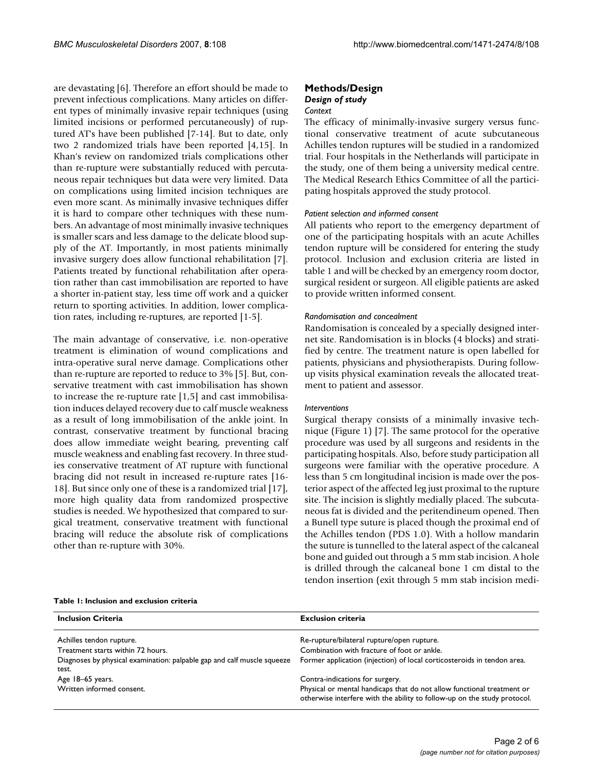are devastating [6]. Therefore an effort should be made to prevent infectious complications. Many articles on different types of minimally invasive repair techniques (using limited incisions or performed percutaneously) of ruptured AT's have been published [7-14]. But to date, only two 2 randomized trials have been reported [4,15]. In Khan's review on randomized trials complications other than re-rupture were substantially reduced with percutaneous repair techniques but data were very limited. Data on complications using limited incision techniques are even more scant. As minimally invasive techniques differ it is hard to compare other techniques with these numbers. An advantage of most minimally invasive techniques is smaller scars and less damage to the delicate blood supply of the AT. Importantly, in most patients minimally invasive surgery does allow functional rehabilitation [7]. Patients treated by functional rehabilitation after operation rather than cast immobilisation are reported to have a shorter in-patient stay, less time off work and a quicker return to sporting activities. In addition, lower complication rates, including re-ruptures, are reported [1-5].

The main advantage of conservative, i.e. non-operative treatment is elimination of wound complications and intra-operative sural nerve damage. Complications other than re-rupture are reported to reduce to 3% [5]. But, conservative treatment with cast immobilisation has shown to increase the re-rupture rate [1,5] and cast immobilisation induces delayed recovery due to calf muscle weakness as a result of long immobilisation of the ankle joint. In contrast, conservative treatment by functional bracing does allow immediate weight bearing, preventing calf muscle weakness and enabling fast recovery. In three studies conservative treatment of AT rupture with functional bracing did not result in increased re-rupture rates [16-18]. But since only one of these is a randomized trial [17], more high quality data from randomized prospective studies is needed. We hypothesized that compared to surgical treatment, conservative treatment with functional bracing will reduce the absolute risk of complications other than re-rupture with 30%.

## Methods/Design

### *Design of study*

#### *Context*

The efficacy of minimally-invasive surgery versus functional conservative treatment of acute subcutaneous Achilles tendon ruptures will be studied in a randomized trial. Four hospitals in the Netherlands will participate in the study, one of them being a university medical centre. The Medical Research Ethics Committee of all the participating hospitals approved the study protocol.

#### *Patient selection and informed consent*

All patients who report to the emergency department of one of the participating hospitals with an acute Achilles tendon rupture will be considered for entering the study protocol. Inclusion and exclusion criteria are listed in table 1 and will be checked by an emergency room doctor, surgical resident or surgeon. All eligible patients are asked to provide written informed consent.

#### *Randomisation and concealment*

Randomisation is concealed by a specially designed internet site. Randomisation is in blocks (4 blocks) and stratified by centre. The treatment nature is open labelled for patients, physicians and physiotherapists. During follow-up visits physical examination reveals the allocated treatment to patient and assessor.

#### *Interventions*

Surgical therapy consists of a minimally invasive technique (Figure 1) [7]. The same protocol for the operative procedure was used by all surgeons and residents in the participating hospitals. Also, before study participation all surgeons were familiar with the operative procedure. A less than 5 cm longitudinal incision is made over the posterior aspect of the affected leg just proximal to the rupture site. The incision is slightly medially placed. The subcutaneous fat is divided and the peritendineum opened. Then a Bunell type suture is placed though the proximal end of the Achilles tendon (PDS 1.0). With a hollow mandarin the suture is tunnelled to the lateral aspect of the calcaneal bone and guided out through a 5 mm stab incision. A hole is drilled through the calcaneal bone 1 cm distal to the tendon insertion (exit through 5 mm stab incision medi-

**Table 1: Inclusion and exclusion criteria**

| Inclusion Criteria | Exclusion criteria |
| --- | --- |
| Achilles tendon rupture. | Re-rupture/bilateral rupture/open rupture. |
| Treatment starts within 72 hours. | Combination with fracture of foot or ankle. |
| Diagnoses by physical examination: palpable gap and calf muscle squeeze test. | Former application (injection) of local corticosteroids in tendon area. |
| Age 18–65 years. | Contra-indications for surgery. |
| Written informed consent. | Physical or mental handicaps that do not allow functional treatment or otherwise interfere with the ability to follow-up on the study protocol. |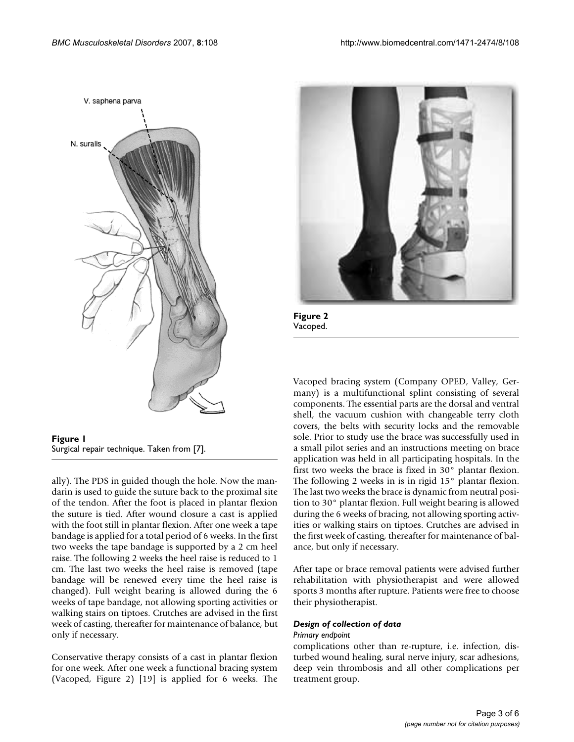**Figure 1**
Surgical repair technique. Taken from [7].

ally). The PDS in guided though the hole. Now the mandarin is used to guide the suture back to the proximal site of the tendon. After the foot is placed in plantar flexion the suture is tied. After wound closure a cast is applied with the foot still in plantar flexion. After one week a tape bandage is applied for a total period of 6 weeks. In the first two weeks the tape bandage is supported by a 2 cm heel raise. The following 2 weeks the heel raise is reduced to 1 cm. The last two weeks the heel raise is removed (tape bandage will be renewed every time the heel raise is changed). Full weight bearing is allowed during the 6 weeks of tape bandage, not allowing sporting activities or walking stairs on tiptoes. Crutches are advised in the first week of casting, thereafter for maintenance of balance, but only if necessary.

Conservative therapy consists of a cast in plantar flexion for one week. After one week a functional bracing system (Vacoped, Figure 2) [19] is applied for 6 weeks. The Vacoped bracing system (Company OPED, Valley, Germany) is a multifunctional splint consisting of several components. The essential parts are the dorsal and ventral shell, the vacuum cushion with changeable terry cloth covers, the belts with security locks and the removable sole. Prior to study use the brace was successfully used in a small pilot series and an instructions meeting on brace application was held in all participating hospitals. In the first two weeks the brace is fixed in 30° plantar flexion. The following 2 weeks in is in rigid 15° plantar flexion. The last two weeks the brace is dynamic from neutral position to 30° plantar flexion. Full weight bearing is allowed during the 6 weeks of bracing, not allowing sporting activities or walking stairs on tiptoes. Crutches are advised in the first week of casting, thereafter for maintenance of balance, but only if necessary.

**Figure 2**
Vacoped.

After tape or brace removal patients were advised further rehabilitation with physiotherapist and were allowed sports 3 months after rupture. Patients were free to choose their physiotherapist.

### *Design of collection of data*

#### *Primary endpoint*

complications other than re-rupture, i.e. infection, disturbed wound healing, sural nerve injury, scar adhesions, deep vein thrombosis and all other complications per treatment group.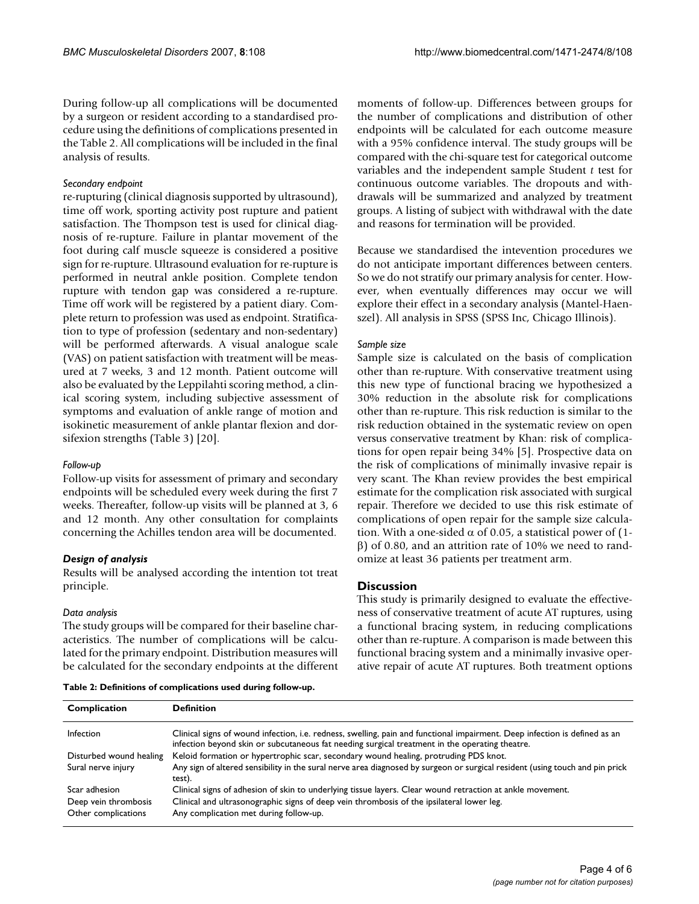During follow-up all complications will be documented by a surgeon or resident according to a standardised procedure using the definitions of complications presented in the Table 2. All complications will be included in the final analysis of results.

#### *Secondary endpoint*

re-rupturing (clinical diagnosis supported by ultrasound), time off work, sporting activity post rupture and patient satisfaction. The Thompson test is used for clinical diagnosis of re-rupture. Failure in plantar movement of the foot during calf muscle squeeze is considered a positive sign for re-rupture. Ultrasound evaluation for re-rupture is performed in neutral ankle position. Complete tendon rupture with tendon gap was considered a re-rupture. Time off work will be registered by a patient diary. Complete return to profession was used as endpoint. Stratification to type of profession (sedentary and non-sedentary) will be performed afterwards. A visual analogue scale (VAS) on patient satisfaction with treatment will be measured at 7 weeks, 3 and 12 month. Patient outcome will also be evaluated by the Leppilahti scoring method, a clinical scoring system, including subjective assessment of symptoms and evaluation of ankle range of motion and isokinetic measurement of ankle plantar flexion and dorsifexion strengths (Table 3) [20].

#### *Follow-up*

Follow-up visits for assessment of primary and secondary endpoints will be scheduled every week during the first 7 weeks. Thereafter, follow-up visits will be planned at 3, 6 and 12 month. Any other consultation for complaints concerning the Achilles tendon area will be documented.

### *Design of analysis*

Results will be analysed according the intention tot treat principle.

#### *Data analysis*

The study groups will be compared for their baseline characteristics. The number of complications will be calculated for the primary endpoint. Distribution measures will be calculated for the secondary endpoints at the different moments of follow-up. Differences between groups for the number of complications and distribution of other endpoints will be calculated for each outcome measure with a 95% confidence interval. The study groups will be compared with the chi-square test for categorical outcome variables and the independent sample Student *t* test for continuous outcome variables. The dropouts and withdrawals will be summarized and analyzed by treatment groups. A listing of subject with withdrawal with the date and reasons for termination will be provided.

Because we standardised the intevention procedures we do not anticipate important differences between centers. So we do not stratify our primary analysis for center. However, when eventually differences may occur we will explore their effect in a secondary analysis (Mantel-Haenszel). All analysis in SPSS (SPSS Inc, Chicago Illinois).

#### *Sample size*

Sample size is calculated on the basis of complication other than re-rupture. With conservative treatment using this new type of functional bracing we hypothesized a 30% reduction in the absolute risk for complications other than re-rupture. This risk reduction is similar to the risk reduction obtained in the systematic review on open versus conservative treatment by Khan: risk of complications for open repair being 34% [5]. Prospective data on the risk of complications of minimally invasive repair is very scant. The Khan review provides the best empirical estimate for the complication risk associated with surgical repair. Therefore we decided to use this risk estimate of complications of open repair for the sample size calculation. With a one-sided $\alpha$ of 0.05, a statistical power of ($1-\beta$) of 0.80, and an attrition rate of 10% we need to randomize at least 36 patients per treatment arm.

## Discussion

This study is primarily designed to evaluate the effectiveness of conservative treatment of acute AT ruptures, using a functional bracing system, in reducing complications other than re-rupture. A comparison is made between this functional bracing system and a minimally invasive operative repair of acute AT ruptures. Both treatment options

**Table 2: Definitions of complications used during follow-up.**

| Complication | Definition |
|---|---|
| Infection | Clinical signs of wound infection, i.e. redness, swelling, pain and functional impairment. Deep infection is defined as an infection beyond skin or subcutaneous fat needing surgical treatment in the operating theatre. |
| Disturbed wound healing | Keloid formation or hypertrophic scar, secondary wound healing, protruding PDS knot. |
| Sural nerve injury | Any sign of altered sensibility in the sural nerve area diagnosed by surgeon or surgical resident (using touch and pin prick test). |
| Scar adhesion | Clinical signs of adhesion of skin to underlying tissue layers. Clear wound retraction at ankle movement. |
| Deep vein thrombosis | Clinical and ultrasonographic signs of deep vein thrombosis of the ipsilateral lower leg. |
| Other complications | Any complication met during follow-up. |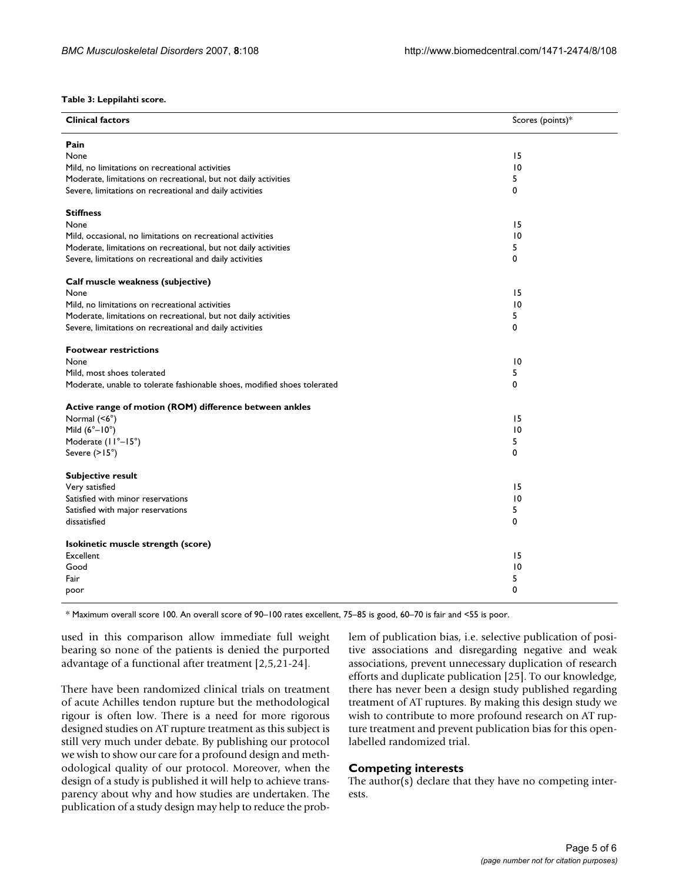**Table 3: Leppilahti score.**

| Clinical factors | Scores (points)* |
| --- | --- |
| **Pain** | |
| None | 15 |
| Mild, no limitations on recreational activities | 10 |
| Moderate, limitations on recreational, but not daily activities | 5 |
| Severe, limitations on recreational and daily activities | 0 |
| **Stiffness** | |
| None | 15 |
| Mild, occasional, no limitations on recreational activities | 10 |
| Moderate, limitations on recreational, but not daily activities | 5 |
| Severe, limitations on recreational and daily activities | 0 |
| **Calf muscle weakness (subjective)** | |
| None | 15 |
| Mild, no limitations on recreational activities | 10 |
| Moderate, limitations on recreational, but not daily activities | 5 |
| Severe, limitations on recreational and daily activities | 0 |
| **Footwear restrictions** | |
| None | 10 |
| Mild, most shoes tolerated | 5 |
| Moderate, unable to tolerate fashionable shoes, modified shoes tolerated | 0 |
| **Active range of motion (ROM) difference between ankles** | |
| Normal (<6°) | 15 |
| Mild (6°–10°) | 10 |
| Moderate (11°–15°) | 5 |
| Severe (>15°) | 0 |
| **Subjective result** | |
| Very satisfied | 15 |
| Satisfied with minor reservations | 10 |
| Satisfied with major reservations | 5 |
| dissatisfied | 0 |
| **Isokinetic muscle strength (score)** | |
| Excellent | 15 |
| Good | 10 |
| Fair | 5 |
| poor | 0 |

* Maximum overall score 100. An overall score of 90–100 rates excellent, 75–85 is good, 60–70 is fair and <55 is poor.

used in this comparison allow immediate full weight bearing so none of the patients is denied the purported advantage of a functional after treatment [2,5,21-24].

There have been randomized clinical trials on treatment of acute Achilles tendon rupture but the methodological rigour is often low. There is a need for more rigorous designed studies on AT rupture treatment as this subject is still very much under debate. By publishing our protocol we wish to show our care for a profound design and methodological quality of our protocol. Moreover, when the design of a study is published it will help to achieve transparency about why and how studies are undertaken. The publication of a study design may help to reduce the problem of publication bias, i.e. selective publication of positive associations and disregarding negative and weak associations, prevent unnecessary duplication of research efforts and duplicate publication [25]. To our knowledge, there has never been a design study published regarding treatment of AT ruptures. By making this design study we wish to contribute to more profound research on AT rupture treatment and prevent publication bias for this open-labelled randomized trial.

## Competing interests

The author(s) declare that they have no competing interests.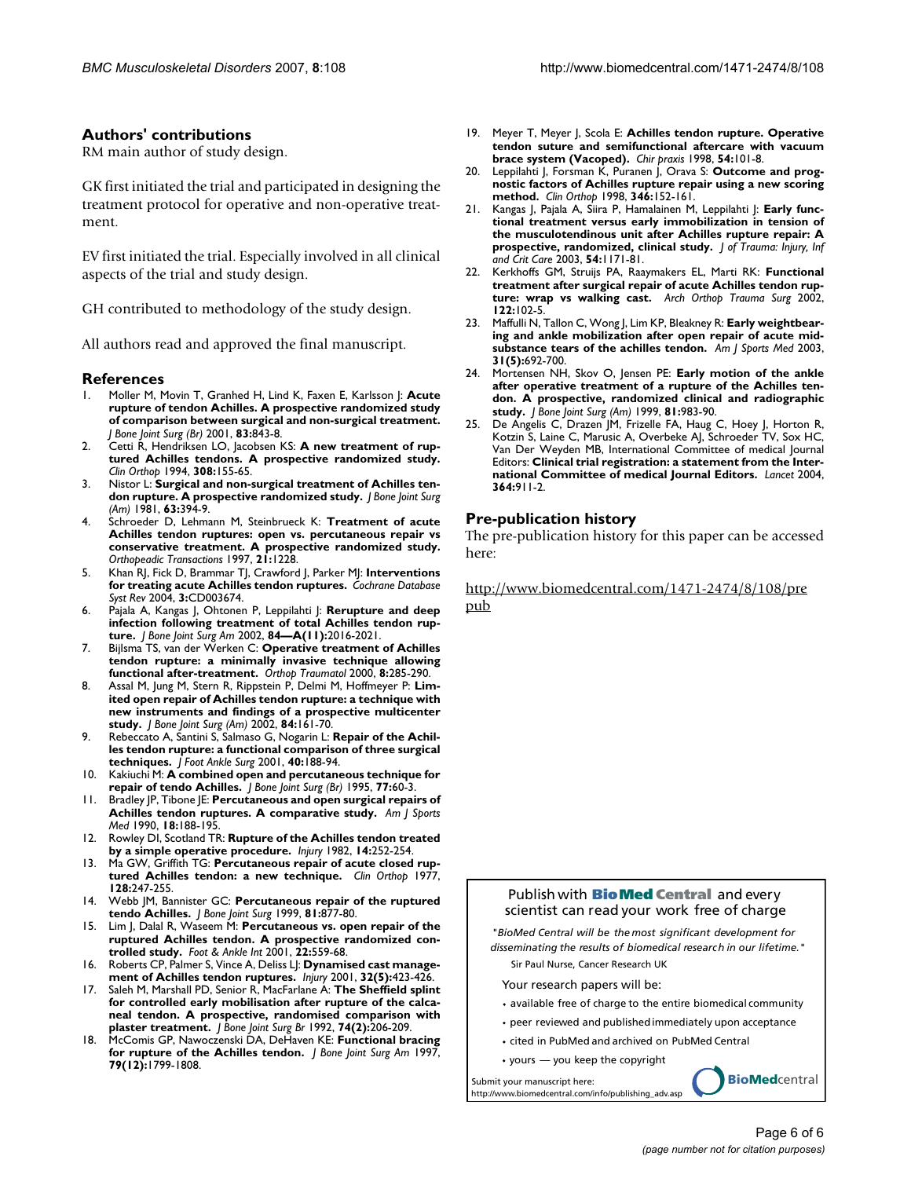## Authors' contributions

RM main author of study design.

GK first initiated the trial and participated in designing the treatment protocol for operative and non-operative treatment.

EV first initiated the trial. Especially involved in all clinical aspects of the trial and study design.

GH contributed to methodology of the study design.

All authors read and approved the final manuscript.

## References

1. Moller M, Movin T, Granhed H, Lind K, Faxen E, Karlsson J: **Acute rupture of tendon Achilles. A prospective randomized study of comparison between surgical and non-surgical treatment.** *J Bone Joint Surg (Br)* 2001, **83:**843-8.
2. Cetti R, Hendriksen LO, Jacobsen KS: **A new treatment of ruptured Achilles tendons. A prospective randomized study.** *Clin Orthop* 1994, **308:**155-65.
3. Nistor L: **Surgical and non-surgical treatment of Achilles tendon rupture. A prospective randomized study.** *J Bone Joint Surg (Am)* 1981, **63:**394-9.
4. Schroeder D, Lehmann M, Steinbrueck K: **Treatment of acute Achilles tendon ruptures: open vs. percutaneous repair vs conservative treatment. A prospective randomized study.** *Orthopeadic Transactions* 1997, **21:**1228.
5. Khan RJ, Fick D, Brammar TJ, Crawford J, Parker MJ: **Interventions for treating acute Achilles tendon ruptures.** *Cochrane Database Syst Rev* 2004, **3:**CD003674.
6. Pajala A, Kangas J, Ohtonen P, Leppilahti J: **Rerupture and deep infection following treatment of total Achilles tendon rupture.** *J Bone Joint Surg Am* 2002, **84—A(11):**2016-2021.
7. Bijlsma TS, van der Werken C: **Operative treatment of Achilles tendon rupture: a minimally invasive technique allowing functional after-treatment.** *Orthop Traumatol* 2000, **8:**285-290.
8. Assal M, Jung M, Stern R, Rippstein P, Delmi M, Hoffmeyer P: **Limited open repair of Achilles tendon rupture: a technique with new instruments and findings of a prospective multicenter study.** *J Bone Joint Surg (Am)* 2002, **84:**161-70.
9. Rebeccato A, Santini S, Salmaso G, Nogarin L: **Repair of the Achilles tendon rupture: a functional comparison of three surgical techniques.** *J Foot Ankle Surg* 2001, **40:**188-94.
10. Kakiuchi M: **A combined open and percutaneous technique for repair of tendo Achilles.** *J Bone Joint Surg (Br)* 1995, **77:**60-3.
11. Bradley JP, Tibone JE: **Percutaneous and open surgical repairs of Achilles tendon ruptures. A comparative study.** *Am J Sports Med* 1990, **18:**188-195.
12. Rowley DI, Scotland TR: **Rupture of the Achilles tendon treated by a simple operative procedure.** *Injury* 1982, **14:**252-254.
13. Ma GW, Griffith TG: **Percutaneous repair of acute closed ruptured Achilles tendon: a new technique.** *Clin Orthop* 1977, **128:**247-255.
14. Webb JM, Bannister GC: **Percutaneous repair of the ruptured tendo Achilles.** *J Bone Joint Surg* 1999, **81:**877-80.
15. Lim J, Dalal R, Waseem M: **Percutaneous vs. open repair of the ruptured Achilles tendon. A prospective randomized controlled study.** *Foot & Ankle Int* 2001, **22:**559-68.
16. Roberts CP, Palmer S, Vince A, Deliss LJ: **Dynamised cast management of Achilles tendon ruptures.** *Injury* 2001, **32(5):**423-426.
17. Saleh M, Marshall PD, Senior R, MacFarlane A: **The Sheffield splint for controlled early mobilisation after rupture of the calcaneal tendon. A prospective, randomised comparison with plaster treatment.** *J Bone Joint Surg Br* 1992, **74(2):**206-209.
18. McComis GP, Nawoczenski DA, DeHaven KE: **Functional bracing for rupture of the Achilles tendon.** *J Bone Joint Surg Am* 1997, **79(12):**1799-1808.
19. Meyer T, Meyer J, Scola E: **Achilles tendon rupture. Operative tendon suture and semifunctional aftercare with vacuum brace system (Vacoped).** *Chir praxis* 1998, **54:**101-8.
20. Leppilahti J, Forsman K, Puranen J, Orava S: **Outcome and prognostic factors of Achilles rupture repair using a new scoring method.** *Clin Orthop* 1998, **346:**152-161.
21. Kangas J, Pajala A, Siira P, Hamalainen M, Leppilahti J: **Early functional treatment versus early immobilization in tension of the musculotendinous unit after Achilles rupture repair: A prospective, randomized, clinical study.** *J of Trauma: Injury, Inf and Crit Care* 2003, **54:**1171-81.
22. Kerkhoffs GM, Struijs PA, Raaymakers EL, Marti RK: **Functional treatment after surgical repair of acute Achilles tendon rupture: wrap vs walking cast.** *Arch Orthop Trauma Surg* 2002, **122:**102-5.
23. Maffulli N, Tallon C, Wong J, Lim KP, Bleakney R: **Early weightbearing and ankle mobilization after open repair of acute midsubstance tears of the achilles tendon.** *Am J Sports Med* 2003, **31(5):**692-700.
24. Mortensen NH, Skov O, Jensen PE: **Early motion of the ankle after operative treatment of a rupture of the Achilles tendon. A prospective, randomized clinical and radiographic study.** *J Bone Joint Surg (Am)* 1999, **81:**983-90.
25. De Angelis C, Drazen JM, Frizelle FA, Haug C, Hoey J, Horton R, Kotzin S, Laine C, Marusic A, Overbeke AJ, Schroeder TV, Sox HC, Van Der Weyden MB, International Committee of medical Journal Editors: **Clinical trial registration: a statement from the International Committee of medical Journal Editors.** *Lancet* 2004, **364:**911-2.

## Pre-publication history

The pre-publication history for this paper can be accessed here:

http://www.biomedcentral.com/1471-2474/8/108/prepub

Publish with **BioMed Central** and every scientist can read your work free of charge

*"BioMed Central will be the most significant development for disseminating the results of biomedical research in our lifetime."*

Sir Paul Nurse, Cancer Research UK

Your research papers will be:

- available free of charge to the entire biomedical community
- peer reviewed and published immediately upon acceptance
- cited in PubMed and archived on PubMed Central
- yours — you keep the copyright

Submit your manuscript here:
http://www.biomedcentral.com/info/publishing_adv.asp

BioMedcentral